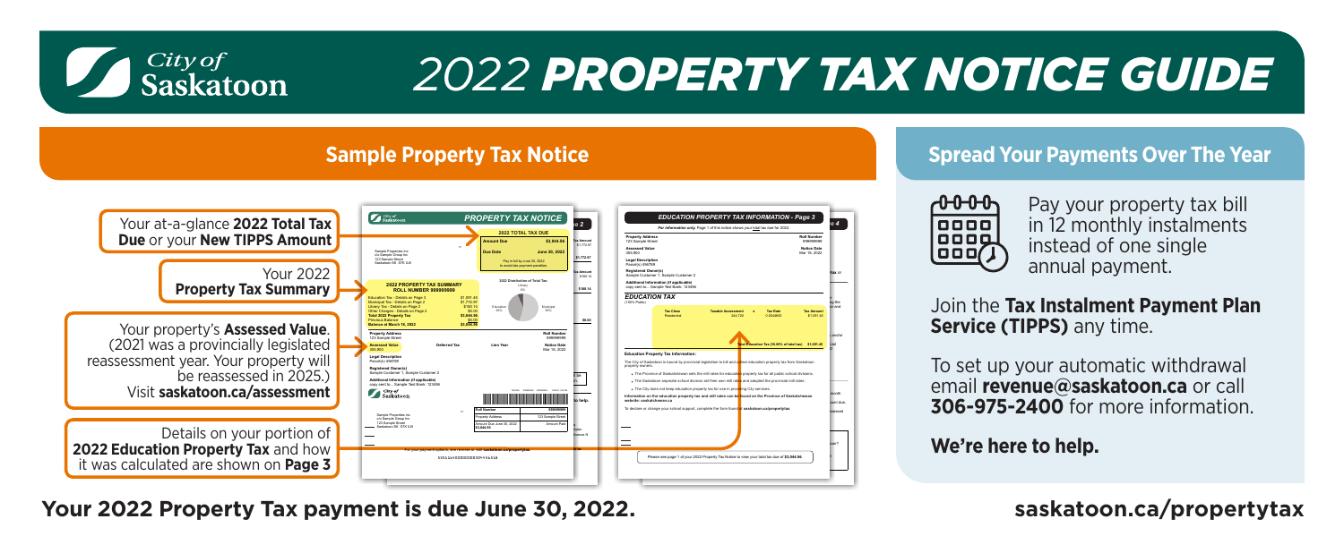# City of Saskatoon

# 2022 PROPERTY TAX NOTICE GUIDE

## Sample Property Tax Notice

Your at-a-glance **2022 Total Tax Due** or your **New TIPPS Amount**

Your 2022 **Property Tax Summary**

Your property's **Assessed Value**. (2021 was a provincially legislated reassessment year. Your property will be reassessed in 2025.) Visit **saskatoon.ca/assessment**

Details on your portion of **2022 Education Property Tax** and how it was calculated are shown on **Page 3**

## Spread Your Payments Over The Year

Pay your property tax bill in 12 monthly instalments instead of one single annual payment.

Join the **Tax Instalment Payment Plan Service (TIPPS)** any time.

To set up your automatic withdrawal email **revenue@saskatoon.ca** or call **306-975-2400** for more information.

**We're here to help.**

**Your 2022 Property Tax payment is due June 30, 2022.**

**saskatoon.ca/propertytax**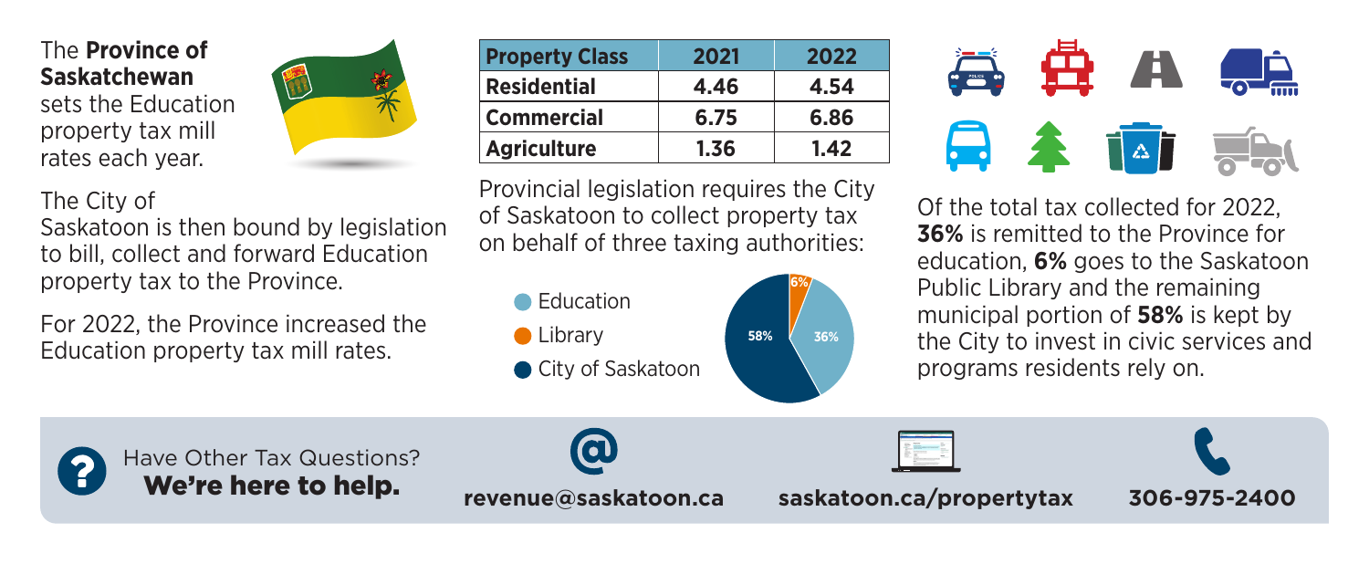The **Province of Saskatchewan** sets the Education property tax mill rates each year.

The City of Saskatoon is then bound by legislation to bill, collect and forward Education property tax to the Province.

For 2022, the Province increased the Education property tax mill rates.

| Property Class | 2021 | 2022 |
|---|---|---|
| Residential | 4.46 | 4.54 |
| Commercial | 6.75 | 6.86 |
| Agriculture | 1.36 | 1.42 |

Provincial legislation requires the City of Saskatoon to collect property tax on behalf of three taxing authorities:

Education
Library
City of Saskatoon
58%
36%
6%

Of the total tax collected for 2022, **36%** is remitted to the Province for education, **6%** goes to the Saskatoon Public Library and the remaining municipal portion of **58%** is kept by the City to invest in civic services and programs residents rely on.

Have Other Tax Questions?
**We're here to help.**

**revenue@saskatoon.ca**

**saskatoon.ca/propertytax**

**306-975-2400**